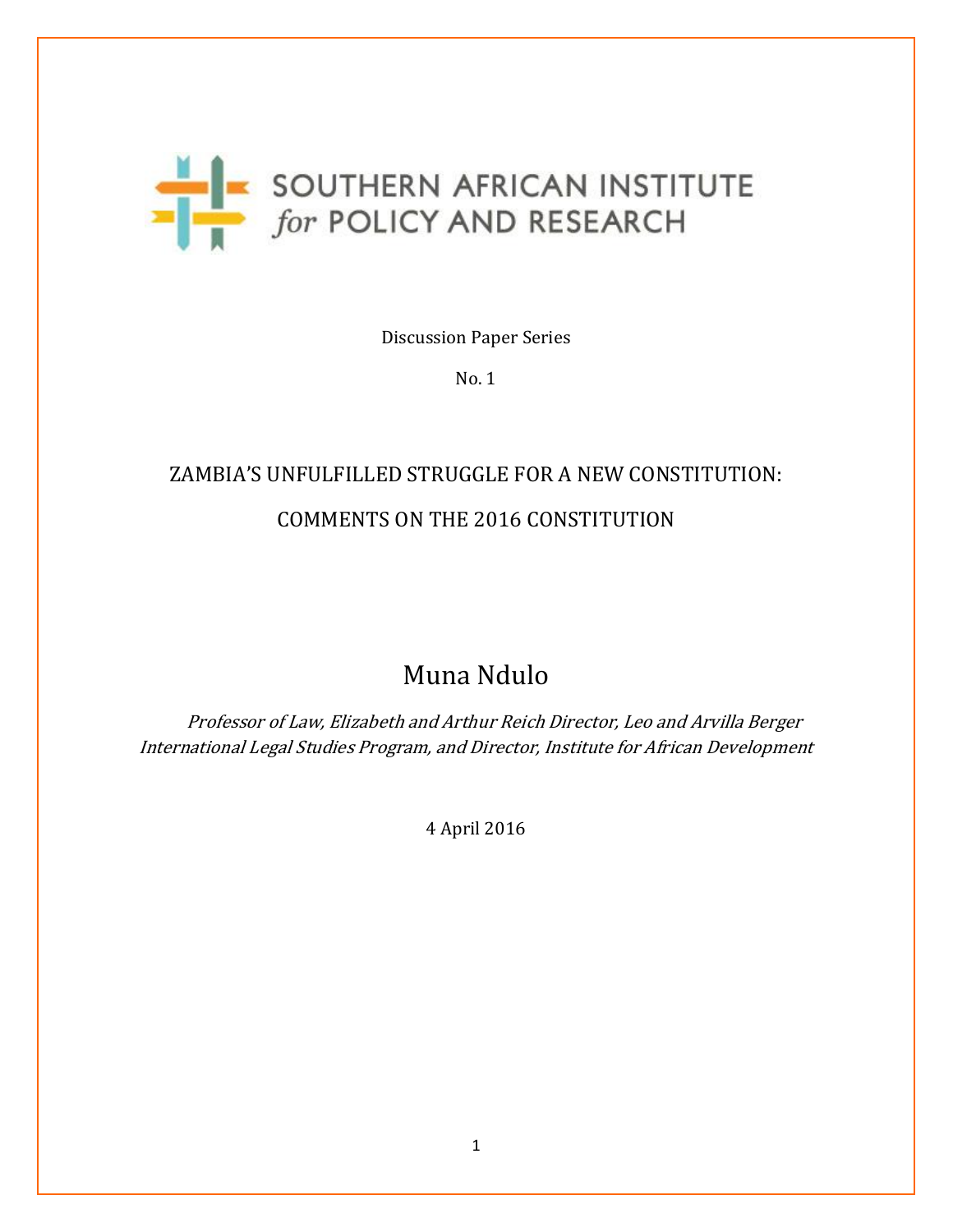SOUTHERN AFRICAN INSTITUTE
*for* POLICY AND RESEARCH

Discussion Paper Series

No. 1

# ZAMBIA'S UNFULFILLED STRUGGLE FOR A NEW CONSTITUTION:

# COMMENTS ON THE 2016 CONSTITUTION

## Muna Ndulo

*Professor of Law, Elizabeth and Arthur Reich Director, Leo and Arvilla Berger International Legal Studies Program, and Director, Institute for African Development*

4 April 2016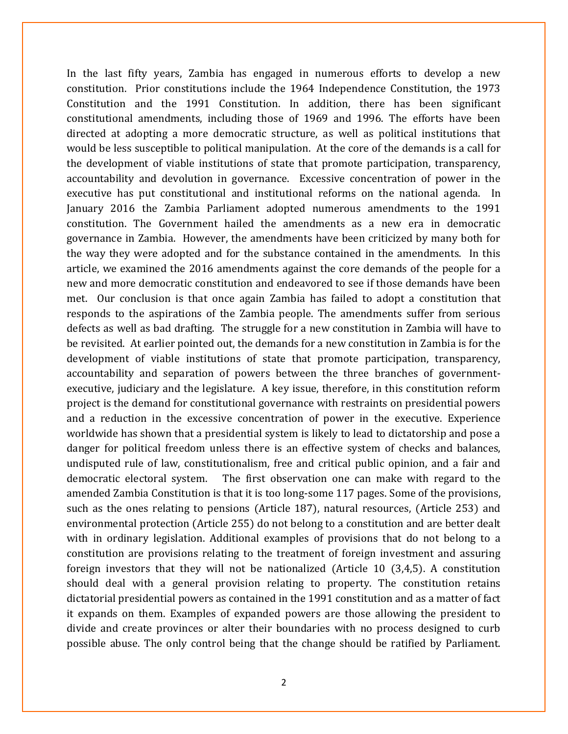In the last fifty years, Zambia has engaged in numerous efforts to develop a new constitution. Prior constitutions include the 1964 Independence Constitution, the 1973 Constitution and the 1991 Constitution. In addition, there has been significant constitutional amendments, including those of 1969 and 1996. The efforts have been directed at adopting a more democratic structure, as well as political institutions that would be less susceptible to political manipulation. At the core of the demands is a call for the development of viable institutions of state that promote participation, transparency, accountability and devolution in governance. Excessive concentration of power in the executive has put constitutional and institutional reforms on the national agenda. In January 2016 the Zambia Parliament adopted numerous amendments to the 1991 constitution. The Government hailed the amendments as a new era in democratic governance in Zambia. However, the amendments have been criticized by many both for the way they were adopted and for the substance contained in the amendments. In this article, we examined the 2016 amendments against the core demands of the people for a new and more democratic constitution and endeavored to see if those demands have been met. Our conclusion is that once again Zambia has failed to adopt a constitution that responds to the aspirations of the Zambia people. The amendments suffer from serious defects as well as bad drafting. The struggle for a new constitution in Zambia will have to be revisited. At earlier pointed out, the demands for a new constitution in Zambia is for the development of viable institutions of state that promote participation, transparency, accountability and separation of powers between the three branches of government-executive, judiciary and the legislature. A key issue, therefore, in this constitution reform project is the demand for constitutional governance with restraints on presidential powers and a reduction in the excessive concentration of power in the executive. Experience worldwide has shown that a presidential system is likely to lead to dictatorship and pose a danger for political freedom unless there is an effective system of checks and balances, undisputed rule of law, constitutionalism, free and critical public opinion, and a fair and democratic electoral system. The first observation one can make with regard to the amended Zambia Constitution is that it is too long-some 117 pages. Some of the provisions, such as the ones relating to pensions (Article 187), natural resources, (Article 253) and environmental protection (Article 255) do not belong to a constitution and are better dealt with in ordinary legislation. Additional examples of provisions that do not belong to a constitution are provisions relating to the treatment of foreign investment and assuring foreign investors that they will not be nationalized (Article 10 (3,4,5). A constitution should deal with a general provision relating to property. The constitution retains dictatorial presidential powers as contained in the 1991 constitution and as a matter of fact it expands on them. Examples of expanded powers are those allowing the president to divide and create provinces or alter their boundaries with no process designed to curb possible abuse. The only control being that the change should be ratified by Parliament.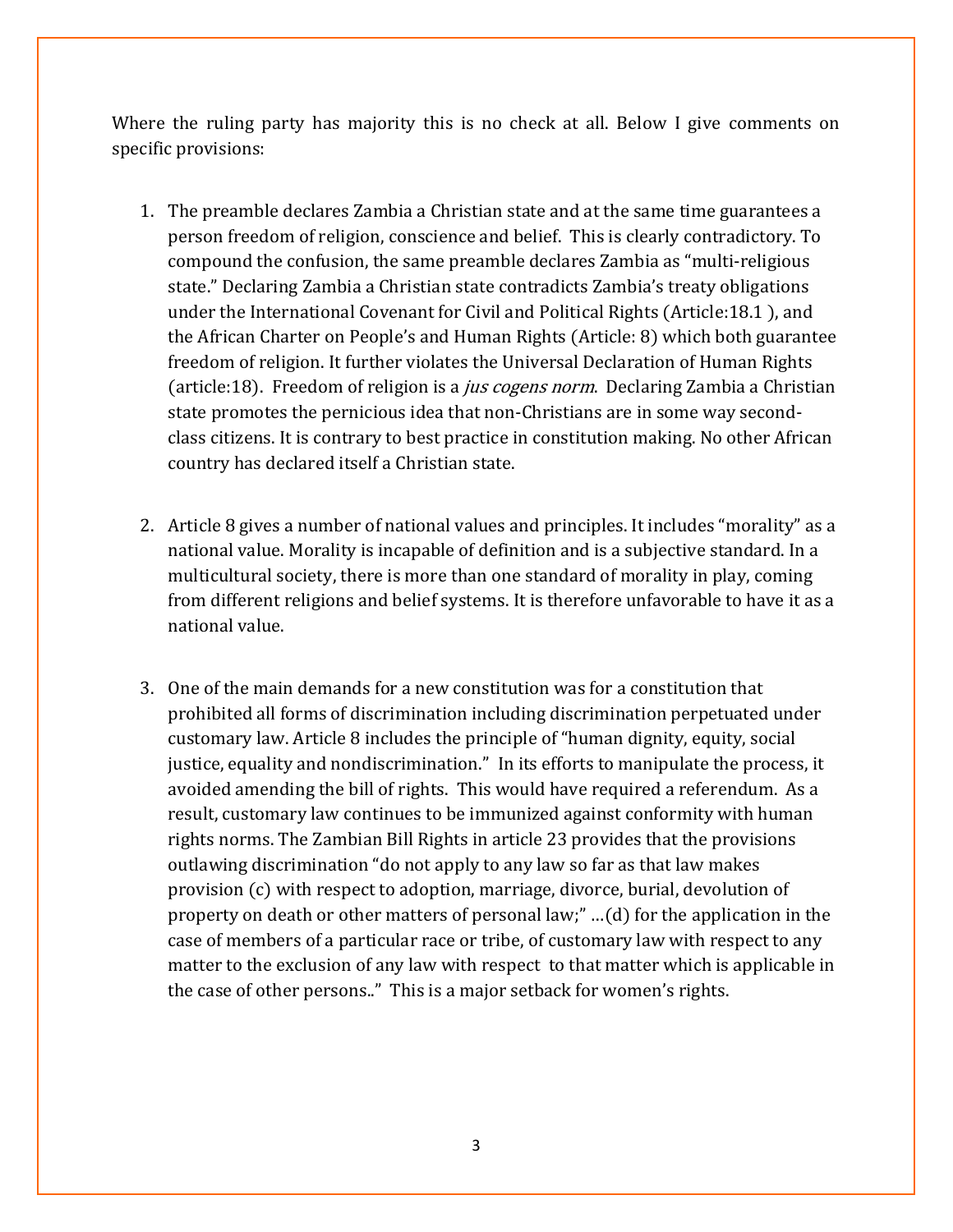Where the ruling party has majority this is no check at all. Below I give comments on specific provisions:

1. The preamble declares Zambia a Christian state and at the same time guarantees a person freedom of religion, conscience and belief. This is clearly contradictory. To compound the confusion, the same preamble declares Zambia as "multi-religious state." Declaring Zambia a Christian state contradicts Zambia's treaty obligations under the International Covenant for Civil and Political Rights (Article:18.1 ), and the African Charter on People's and Human Rights (Article: 8) which both guarantee freedom of religion. It further violates the Universal Declaration of Human Rights (article:18). Freedom of religion is a *jus cogens norm*. Declaring Zambia a Christian state promotes the pernicious idea that non-Christians are in some way second-class citizens. It is contrary to best practice in constitution making. No other African country has declared itself a Christian state.

2. Article 8 gives a number of national values and principles. It includes "morality" as a national value. Morality is incapable of definition and is a subjective standard. In a multicultural society, there is more than one standard of morality in play, coming from different religions and belief systems. It is therefore unfavorable to have it as a national value.

3. One of the main demands for a new constitution was for a constitution that prohibited all forms of discrimination including discrimination perpetuated under customary law. Article 8 includes the principle of "human dignity, equity, social justice, equality and nondiscrimination." In its efforts to manipulate the process, it avoided amending the bill of rights. This would have required a referendum. As a result, customary law continues to be immunized against conformity with human rights norms. The Zambian Bill Rights in article 23 provides that the provisions outlawing discrimination "do not apply to any law so far as that law makes provision (c) with respect to adoption, marriage, divorce, burial, devolution of property on death or other matters of personal law;" …(d) for the application in the case of members of a particular race or tribe, of customary law with respect to any matter to the exclusion of any law with respect to that matter which is applicable in the case of other persons.." This is a major setback for women's rights.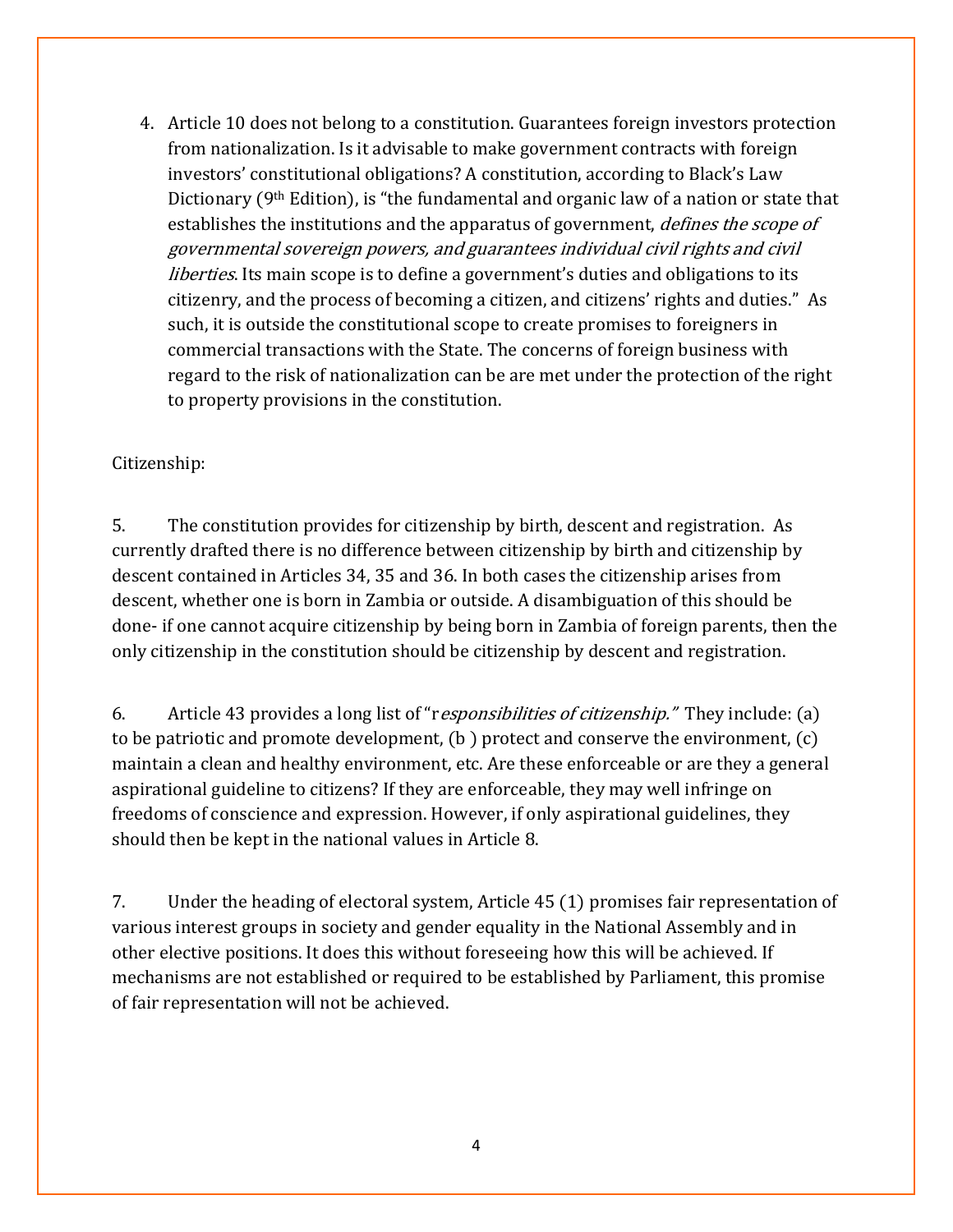4. Article 10 does not belong to a constitution. Guarantees foreign investors protection from nationalization. Is it advisable to make government contracts with foreign investors' constitutional obligations? A constitution, according to Black's Law Dictionary (9th Edition), is "the fundamental and organic law of a nation or state that establishes the institutions and the apparatus of government, *defines the scope of governmental sovereign powers, and guarantees individual civil rights and civil liberties*. Its main scope is to define a government's duties and obligations to its citizenry, and the process of becoming a citizen, and citizens' rights and duties." As such, it is outside the constitutional scope to create promises to foreigners in commercial transactions with the State. The concerns of foreign business with regard to the risk of nationalization can be are met under the protection of the right to property provisions in the constitution.

Citizenship:

5. The constitution provides for citizenship by birth, descent and registration. As currently drafted there is no difference between citizenship by birth and citizenship by descent contained in Articles 34, 35 and 36. In both cases the citizenship arises from descent, whether one is born in Zambia or outside. A disambiguation of this should be done- if one cannot acquire citizenship by being born in Zambia of foreign parents, then the only citizenship in the constitution should be citizenship by descent and registration.

6. Article 43 provides a long list of "r*esponsibilities of citizenship."* They include: (a) to be patriotic and promote development, (b ) protect and conserve the environment, (c) maintain a clean and healthy environment, etc. Are these enforceable or are they a general aspirational guideline to citizens? If they are enforceable, they may well infringe on freedoms of conscience and expression. However, if only aspirational guidelines, they should then be kept in the national values in Article 8.

7. Under the heading of electoral system, Article 45 (1) promises fair representation of various interest groups in society and gender equality in the National Assembly and in other elective positions. It does this without foreseeing how this will be achieved. If mechanisms are not established or required to be established by Parliament, this promise of fair representation will not be achieved.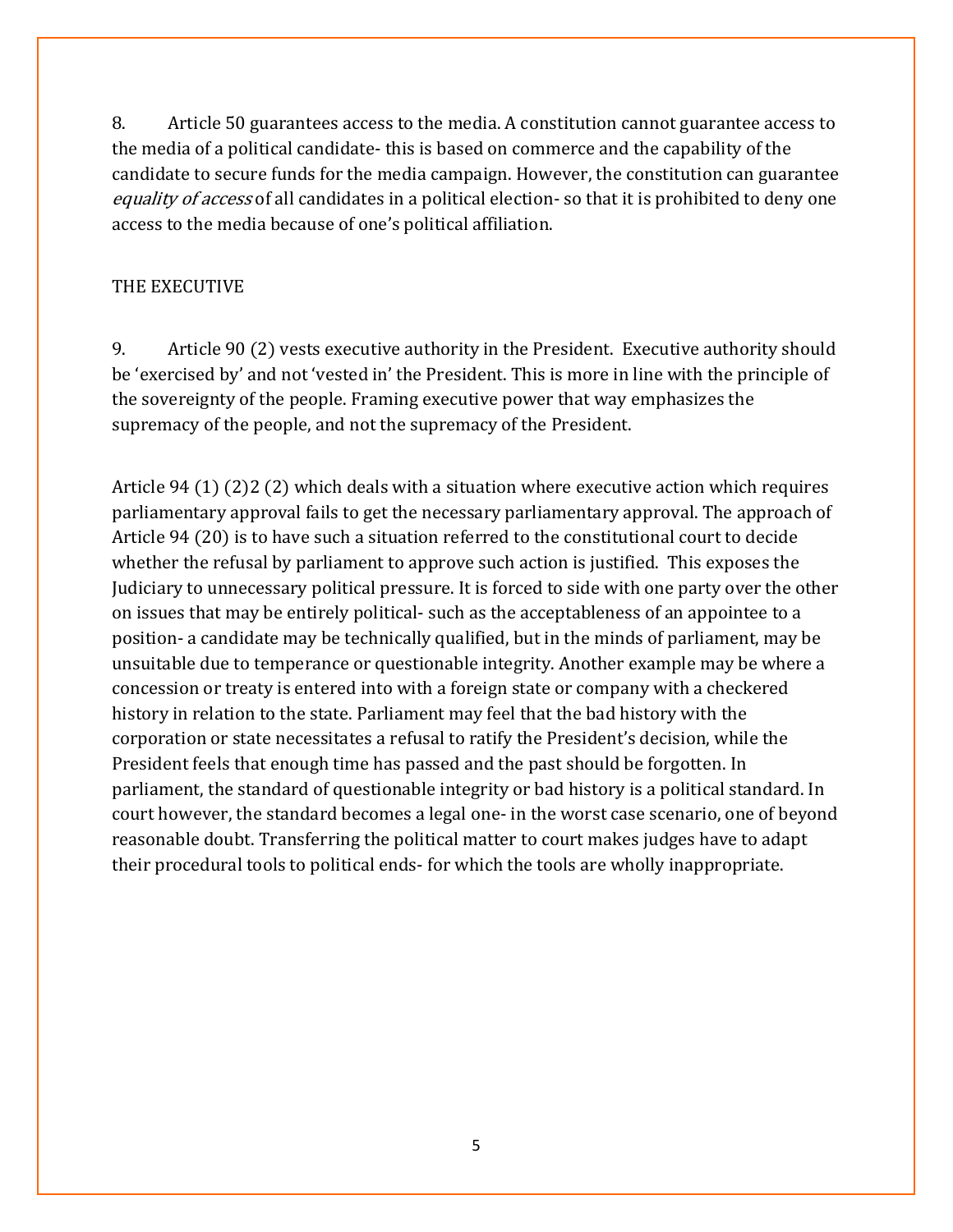8. Article 50 guarantees access to the media. A constitution cannot guarantee access to the media of a political candidate- this is based on commerce and the capability of the candidate to secure funds for the media campaign. However, the constitution can guarantee *equality of access* of all candidates in a political election- so that it is prohibited to deny one access to the media because of one's political affiliation.

THE EXECUTIVE

9. Article 90 (2) vests executive authority in the President. Executive authority should be 'exercised by' and not 'vested in' the President. This is more in line with the principle of the sovereignty of the people. Framing executive power that way emphasizes the supremacy of the people, and not the supremacy of the President.

Article 94 (1) (2)2 (2) which deals with a situation where executive action which requires parliamentary approval fails to get the necessary parliamentary approval. The approach of Article 94 (20) is to have such a situation referred to the constitutional court to decide whether the refusal by parliament to approve such action is justified. This exposes the Judiciary to unnecessary political pressure. It is forced to side with one party over the other on issues that may be entirely political- such as the acceptableness of an appointee to a position- a candidate may be technically qualified, but in the minds of parliament, may be unsuitable due to temperance or questionable integrity. Another example may be where a concession or treaty is entered into with a foreign state or company with a checkered history in relation to the state. Parliament may feel that the bad history with the corporation or state necessitates a refusal to ratify the President's decision, while the President feels that enough time has passed and the past should be forgotten. In parliament, the standard of questionable integrity or bad history is a political standard. In court however, the standard becomes a legal one- in the worst case scenario, one of beyond reasonable doubt. Transferring the political matter to court makes judges have to adapt their procedural tools to political ends- for which the tools are wholly inappropriate.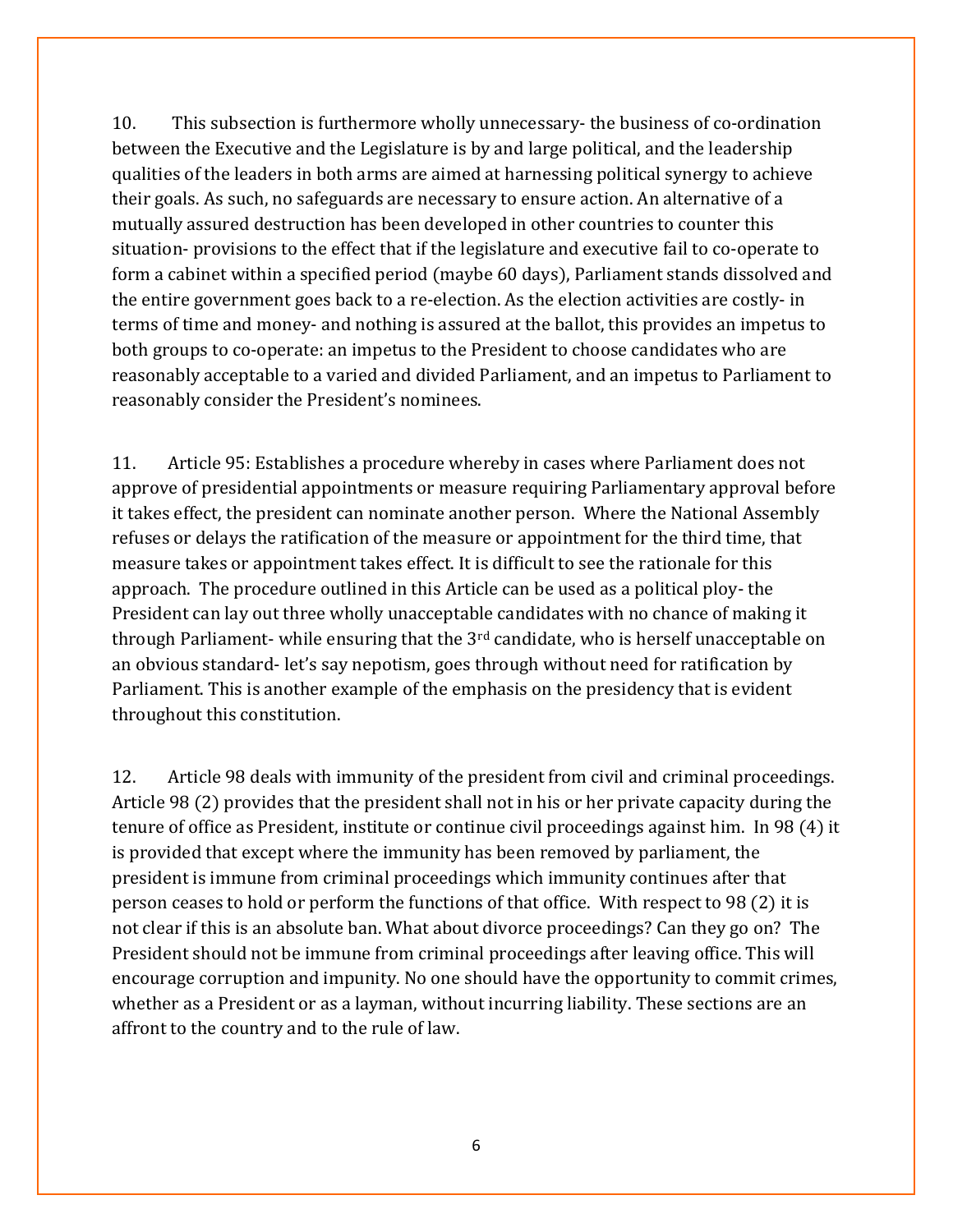10. This subsection is furthermore wholly unnecessary- the business of co-ordination between the Executive and the Legislature is by and large political, and the leadership qualities of the leaders in both arms are aimed at harnessing political synergy to achieve their goals. As such, no safeguards are necessary to ensure action. An alternative of a mutually assured destruction has been developed in other countries to counter this situation- provisions to the effect that if the legislature and executive fail to co-operate to form a cabinet within a specified period (maybe 60 days), Parliament stands dissolved and the entire government goes back to a re-election. As the election activities are costly- in terms of time and money- and nothing is assured at the ballot, this provides an impetus to both groups to co-operate: an impetus to the President to choose candidates who are reasonably acceptable to a varied and divided Parliament, and an impetus to Parliament to reasonably consider the President's nominees.

11. Article 95: Establishes a procedure whereby in cases where Parliament does not approve of presidential appointments or measure requiring Parliamentary approval before it takes effect, the president can nominate another person. Where the National Assembly refuses or delays the ratification of the measure or appointment for the third time, that measure takes or appointment takes effect. It is difficult to see the rationale for this approach. The procedure outlined in this Article can be used as a political ploy- the President can lay out three wholly unacceptable candidates with no chance of making it through Parliament- while ensuring that the 3rd candidate, who is herself unacceptable on an obvious standard- let's say nepotism, goes through without need for ratification by Parliament. This is another example of the emphasis on the presidency that is evident throughout this constitution.

12. Article 98 deals with immunity of the president from civil and criminal proceedings. Article 98 (2) provides that the president shall not in his or her private capacity during the tenure of office as President, institute or continue civil proceedings against him. In 98 (4) it is provided that except where the immunity has been removed by parliament, the president is immune from criminal proceedings which immunity continues after that person ceases to hold or perform the functions of that office. With respect to 98 (2) it is not clear if this is an absolute ban. What about divorce proceedings? Can they go on? The President should not be immune from criminal proceedings after leaving office. This will encourage corruption and impunity. No one should have the opportunity to commit crimes, whether as a President or as a layman, without incurring liability. These sections are an affront to the country and to the rule of law.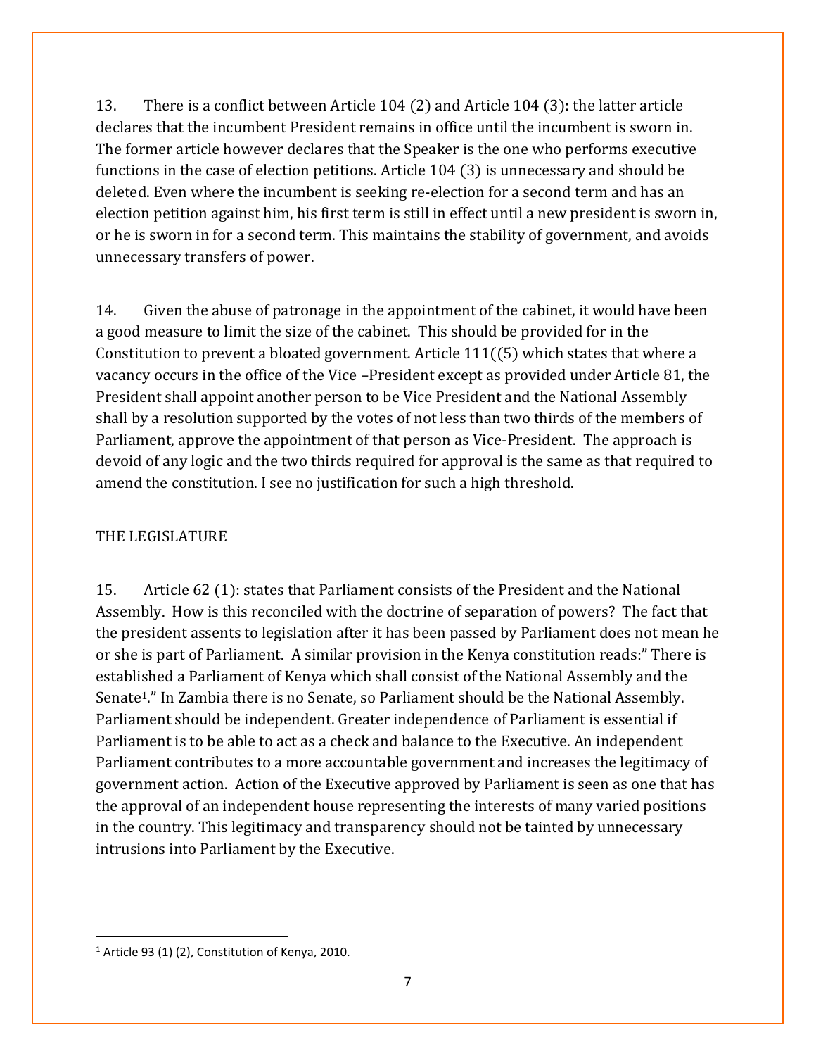13. There is a conflict between Article 104 (2) and Article 104 (3): the latter article declares that the incumbent President remains in office until the incumbent is sworn in. The former article however declares that the Speaker is the one who performs executive functions in the case of election petitions. Article 104 (3) is unnecessary and should be deleted. Even where the incumbent is seeking re-election for a second term and has an election petition against him, his first term is still in effect until a new president is sworn in, or he is sworn in for a second term. This maintains the stability of government, and avoids unnecessary transfers of power.

14. Given the abuse of patronage in the appointment of the cabinet, it would have been a good measure to limit the size of the cabinet. This should be provided for in the Constitution to prevent a bloated government. Article 111((5) which states that where a vacancy occurs in the office of the Vice –President except as provided under Article 81, the President shall appoint another person to be Vice President and the National Assembly shall by a resolution supported by the votes of not less than two thirds of the members of Parliament, approve the appointment of that person as Vice-President. The approach is devoid of any logic and the two thirds required for approval is the same as that required to amend the constitution. I see no justification for such a high threshold.

## THE LEGISLATURE

15. Article 62 (1): states that Parliament consists of the President and the National Assembly. How is this reconciled with the doctrine of separation of powers? The fact that the president assents to legislation after it has been passed by Parliament does not mean he or she is part of Parliament. A similar provision in the Kenya constitution reads:" There is established a Parliament of Kenya which shall consist of the National Assembly and the Senate[1]." In Zambia there is no Senate, so Parliament should be the National Assembly. Parliament should be independent. Greater independence of Parliament is essential if Parliament is to be able to act as a check and balance to the Executive. An independent Parliament contributes to a more accountable government and increases the legitimacy of government action. Action of the Executive approved by Parliament is seen as one that has the approval of an independent house representing the interests of many varied positions in the country. This legitimacy and transparency should not be tainted by unnecessary intrusions into Parliament by the Executive.

---

[1] Article 93 (1) (2), Constitution of Kenya, 2010.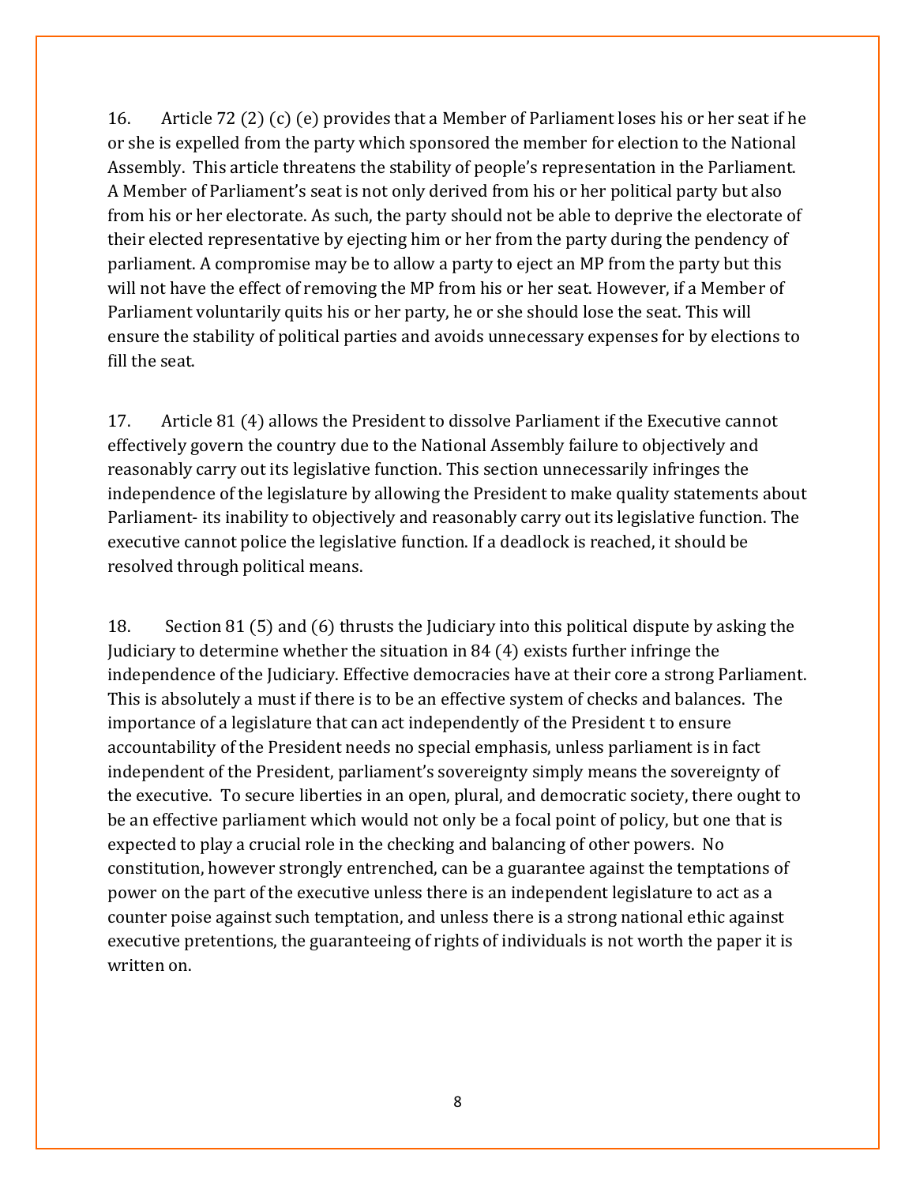16. Article 72 (2) (c) (e) provides that a Member of Parliament loses his or her seat if he or she is expelled from the party which sponsored the member for election to the National Assembly. This article threatens the stability of people's representation in the Parliament. A Member of Parliament's seat is not only derived from his or her political party but also from his or her electorate. As such, the party should not be able to deprive the electorate of their elected representative by ejecting him or her from the party during the pendency of parliament. A compromise may be to allow a party to eject an MP from the party but this will not have the effect of removing the MP from his or her seat. However, if a Member of Parliament voluntarily quits his or her party, he or she should lose the seat. This will ensure the stability of political parties and avoids unnecessary expenses for by elections to fill the seat.

17. Article 81 (4) allows the President to dissolve Parliament if the Executive cannot effectively govern the country due to the National Assembly failure to objectively and reasonably carry out its legislative function. This section unnecessarily infringes the independence of the legislature by allowing the President to make quality statements about Parliament- its inability to objectively and reasonably carry out its legislative function. The executive cannot police the legislative function. If a deadlock is reached, it should be resolved through political means.

18. Section 81 (5) and (6) thrusts the Judiciary into this political dispute by asking the Judiciary to determine whether the situation in 84 (4) exists further infringe the independence of the Judiciary. Effective democracies have at their core a strong Parliament. This is absolutely a must if there is to be an effective system of checks and balances. The importance of a legislature that can act independently of the President t to ensure accountability of the President needs no special emphasis, unless parliament is in fact independent of the President, parliament's sovereignty simply means the sovereignty of the executive. To secure liberties in an open, plural, and democratic society, there ought to be an effective parliament which would not only be a focal point of policy, but one that is expected to play a crucial role in the checking and balancing of other powers. No constitution, however strongly entrenched, can be a guarantee against the temptations of power on the part of the executive unless there is an independent legislature to act as a counter poise against such temptation, and unless there is a strong national ethic against executive pretentions, the guaranteeing of rights of individuals is not worth the paper it is written on.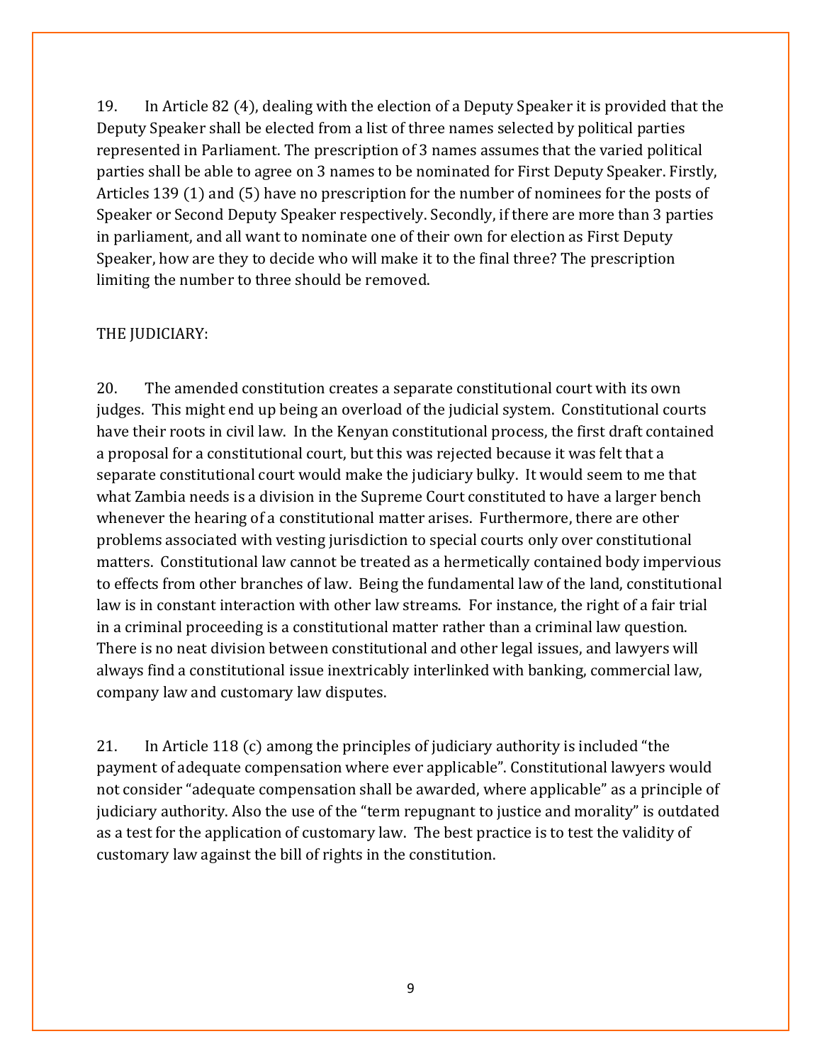19. In Article 82 (4), dealing with the election of a Deputy Speaker it is provided that the Deputy Speaker shall be elected from a list of three names selected by political parties represented in Parliament. The prescription of 3 names assumes that the varied political parties shall be able to agree on 3 names to be nominated for First Deputy Speaker. Firstly, Articles 139 (1) and (5) have no prescription for the number of nominees for the posts of Speaker or Second Deputy Speaker respectively. Secondly, if there are more than 3 parties in parliament, and all want to nominate one of their own for election as First Deputy Speaker, how are they to decide who will make it to the final three? The prescription limiting the number to three should be removed.

THE JUDICIARY:

20. The amended constitution creates a separate constitutional court with its own judges. This might end up being an overload of the judicial system. Constitutional courts have their roots in civil law. In the Kenyan constitutional process, the first draft contained a proposal for a constitutional court, but this was rejected because it was felt that a separate constitutional court would make the judiciary bulky. It would seem to me that what Zambia needs is a division in the Supreme Court constituted to have a larger bench whenever the hearing of a constitutional matter arises. Furthermore, there are other problems associated with vesting jurisdiction to special courts only over constitutional matters. Constitutional law cannot be treated as a hermetically contained body impervious to effects from other branches of law. Being the fundamental law of the land, constitutional law is in constant interaction with other law streams. For instance, the right of a fair trial in a criminal proceeding is a constitutional matter rather than a criminal law question. There is no neat division between constitutional and other legal issues, and lawyers will always find a constitutional issue inextricably interlinked with banking, commercial law, company law and customary law disputes.

21. In Article 118 (c) among the principles of judiciary authority is included "the payment of adequate compensation where ever applicable". Constitutional lawyers would not consider "adequate compensation shall be awarded, where applicable" as a principle of judiciary authority. Also the use of the "term repugnant to justice and morality" is outdated as a test for the application of customary law. The best practice is to test the validity of customary law against the bill of rights in the constitution.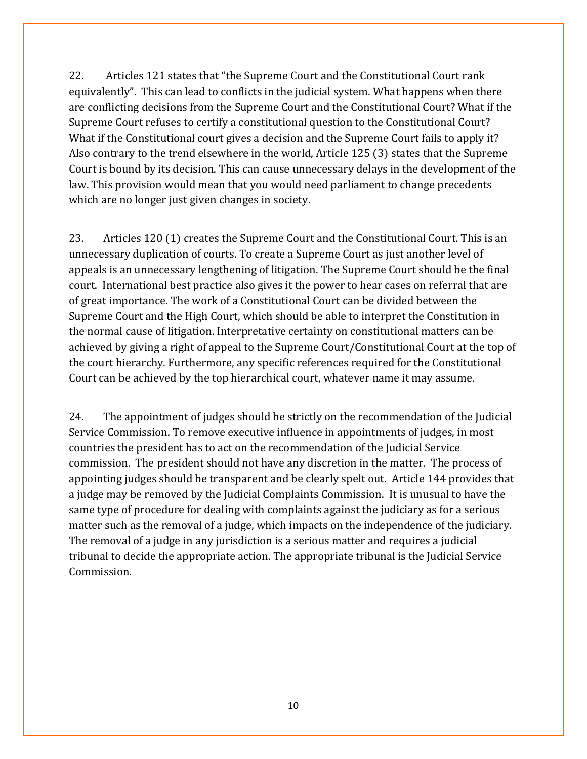22. Articles 121 states that "the Supreme Court and the Constitutional Court rank equivalently". This can lead to conflicts in the judicial system. What happens when there are conflicting decisions from the Supreme Court and the Constitutional Court? What if the Supreme Court refuses to certify a constitutional question to the Constitutional Court? What if the Constitutional court gives a decision and the Supreme Court fails to apply it? Also contrary to the trend elsewhere in the world, Article 125 (3) states that the Supreme Court is bound by its decision. This can cause unnecessary delays in the development of the law. This provision would mean that you would need parliament to change precedents which are no longer just given changes in society.

23. Articles 120 (1) creates the Supreme Court and the Constitutional Court. This is an unnecessary duplication of courts. To create a Supreme Court as just another level of appeals is an unnecessary lengthening of litigation. The Supreme Court should be the final court. International best practice also gives it the power to hear cases on referral that are of great importance. The work of a Constitutional Court can be divided between the Supreme Court and the High Court, which should be able to interpret the Constitution in the normal cause of litigation. Interpretative certainty on constitutional matters can be achieved by giving a right of appeal to the Supreme Court/Constitutional Court at the top of the court hierarchy. Furthermore, any specific references required for the Constitutional Court can be achieved by the top hierarchical court, whatever name it may assume.

24. The appointment of judges should be strictly on the recommendation of the Judicial Service Commission. To remove executive influence in appointments of judges, in most countries the president has to act on the recommendation of the Judicial Service commission. The president should not have any discretion in the matter. The process of appointing judges should be transparent and be clearly spelt out. Article 144 provides that a judge may be removed by the Judicial Complaints Commission. It is unusual to have the same type of procedure for dealing with complaints against the judiciary as for a serious matter such as the removal of a judge, which impacts on the independence of the judiciary. The removal of a judge in any jurisdiction is a serious matter and requires a judicial tribunal to decide the appropriate action. The appropriate tribunal is the Judicial Service Commission.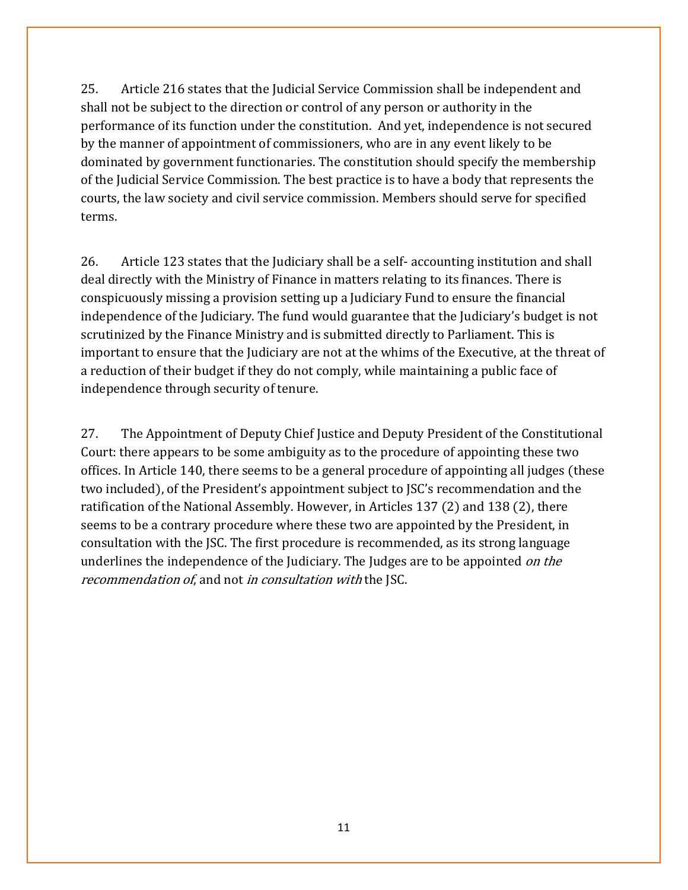25. Article 216 states that the Judicial Service Commission shall be independent and shall not be subject to the direction or control of any person or authority in the performance of its function under the constitution. And yet, independence is not secured by the manner of appointment of commissioners, who are in any event likely to be dominated by government functionaries. The constitution should specify the membership of the Judicial Service Commission. The best practice is to have a body that represents the courts, the law society and civil service commission. Members should serve for specified terms.

26. Article 123 states that the Judiciary shall be a self- accounting institution and shall deal directly with the Ministry of Finance in matters relating to its finances. There is conspicuously missing a provision setting up a Judiciary Fund to ensure the financial independence of the Judiciary. The fund would guarantee that the Judiciary's budget is not scrutinized by the Finance Ministry and is submitted directly to Parliament. This is important to ensure that the Judiciary are not at the whims of the Executive, at the threat of a reduction of their budget if they do not comply, while maintaining a public face of independence through security of tenure.

27. The Appointment of Deputy Chief Justice and Deputy President of the Constitutional Court: there appears to be some ambiguity as to the procedure of appointing these two offices. In Article 140, there seems to be a general procedure of appointing all judges (these two included), of the President's appointment subject to JSC's recommendation and the ratification of the National Assembly. However, in Articles 137 (2) and 138 (2), there seems to be a contrary procedure where these two are appointed by the President, in consultation with the JSC. The first procedure is recommended, as its strong language underlines the independence of the Judiciary. The Judges are to be appointed *on the recommendation of*, and not *in consultation with* the JSC.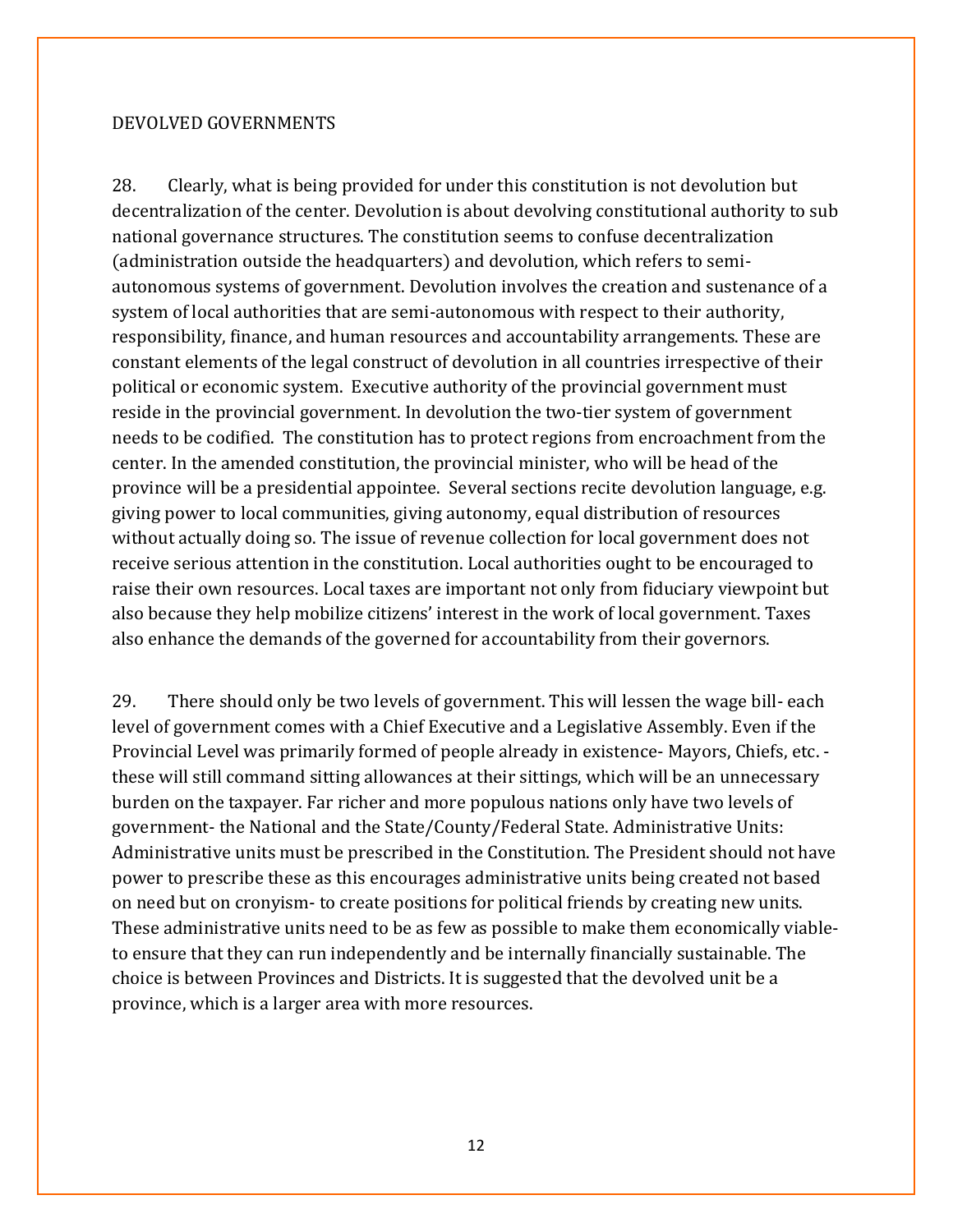## DEVOLVED GOVERNMENTS

28. Clearly, what is being provided for under this constitution is not devolution but decentralization of the center. Devolution is about devolving constitutional authority to sub national governance structures. The constitution seems to confuse decentralization (administration outside the headquarters) and devolution, which refers to semi-autonomous systems of government. Devolution involves the creation and sustenance of a system of local authorities that are semi-autonomous with respect to their authority, responsibility, finance, and human resources and accountability arrangements. These are constant elements of the legal construct of devolution in all countries irrespective of their political or economic system. Executive authority of the provincial government must reside in the provincial government. In devolution the two-tier system of government needs to be codified. The constitution has to protect regions from encroachment from the center. In the amended constitution, the provincial minister, who will be head of the province will be a presidential appointee. Several sections recite devolution language, e.g. giving power to local communities, giving autonomy, equal distribution of resources without actually doing so. The issue of revenue collection for local government does not receive serious attention in the constitution. Local authorities ought to be encouraged to raise their own resources. Local taxes are important not only from fiduciary viewpoint but also because they help mobilize citizens' interest in the work of local government. Taxes also enhance the demands of the governed for accountability from their governors.

29. There should only be two levels of government. This will lessen the wage bill- each level of government comes with a Chief Executive and a Legislative Assembly. Even if the Provincial Level was primarily formed of people already in existence- Mayors, Chiefs, etc. - these will still command sitting allowances at their sittings, which will be an unnecessary burden on the taxpayer. Far richer and more populous nations only have two levels of government- the National and the State/County/Federal State. Administrative Units: Administrative units must be prescribed in the Constitution. The President should not have power to prescribe these as this encourages administrative units being created not based on need but on cronyism- to create positions for political friends by creating new units. These administrative units need to be as few as possible to make them economically viable-to ensure that they can run independently and be internally financially sustainable. The choice is between Provinces and Districts. It is suggested that the devolved unit be a province, which is a larger area with more resources.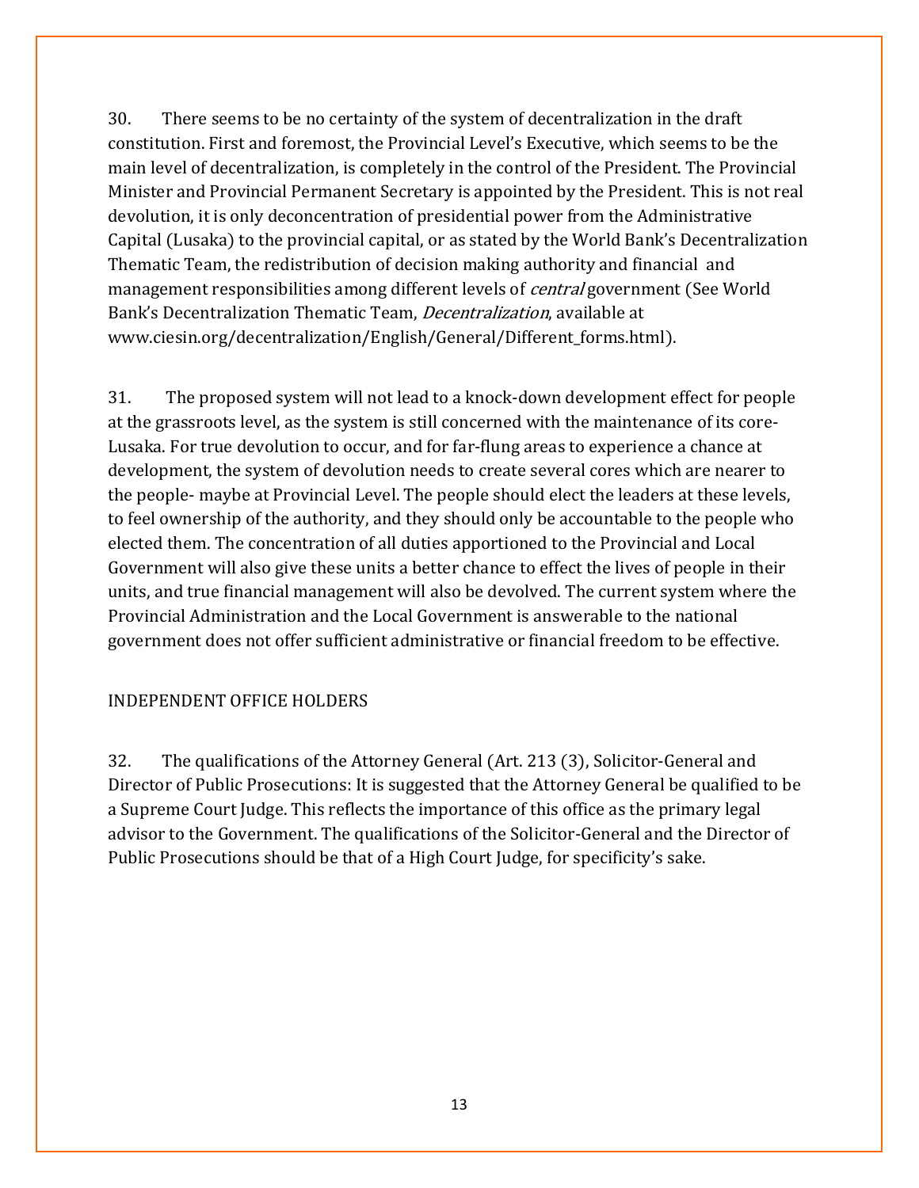30. There seems to be no certainty of the system of decentralization in the draft constitution. First and foremost, the Provincial Level's Executive, which seems to be the main level of decentralization, is completely in the control of the President. The Provincial Minister and Provincial Permanent Secretary is appointed by the President. This is not real devolution, it is only deconcentration of presidential power from the Administrative Capital (Lusaka) to the provincial capital, or as stated by the World Bank's Decentralization Thematic Team, the redistribution of decision making authority and financial and management responsibilities among different levels of *central* government (See World Bank's Decentralization Thematic Team, *Decentralization*, available at www.ciesin.org/decentralization/English/General/Different_forms.html).

31. The proposed system will not lead to a knock-down development effect for people at the grassroots level, as the system is still concerned with the maintenance of its core- Lusaka. For true devolution to occur, and for far-flung areas to experience a chance at development, the system of devolution needs to create several cores which are nearer to the people- maybe at Provincial Level. The people should elect the leaders at these levels, to feel ownership of the authority, and they should only be accountable to the people who elected them. The concentration of all duties apportioned to the Provincial and Local Government will also give these units a better chance to effect the lives of people in their units, and true financial management will also be devolved. The current system where the Provincial Administration and the Local Government is answerable to the national government does not offer sufficient administrative or financial freedom to be effective.

INDEPENDENT OFFICE HOLDERS

32. The qualifications of the Attorney General (Art. 213 (3), Solicitor-General and Director of Public Prosecutions: It is suggested that the Attorney General be qualified to be a Supreme Court Judge. This reflects the importance of this office as the primary legal advisor to the Government. The qualifications of the Solicitor-General and the Director of Public Prosecutions should be that of a High Court Judge, for specificity's sake.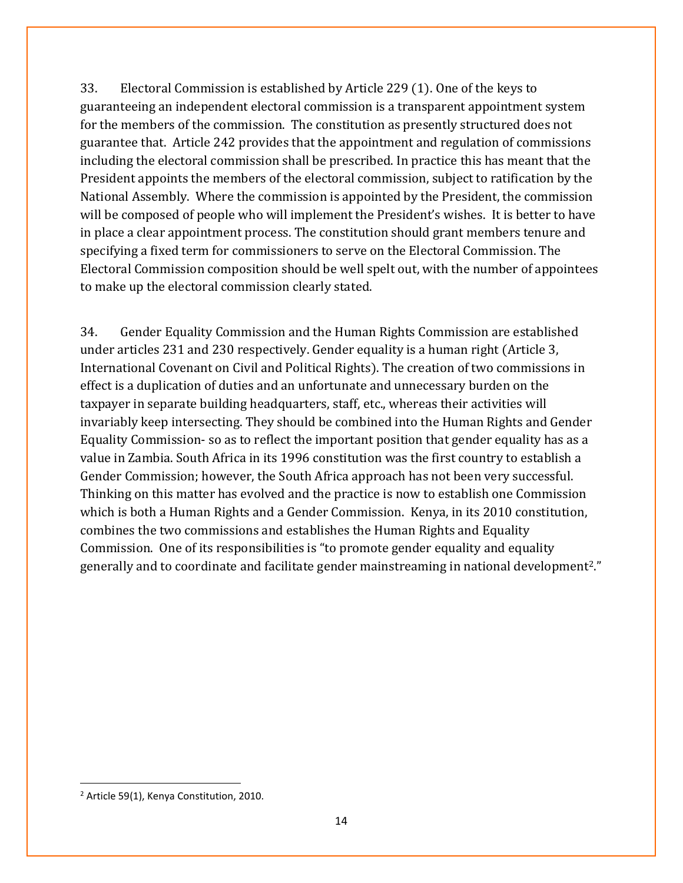33. Electoral Commission is established by Article 229 (1). One of the keys to guaranteeing an independent electoral commission is a transparent appointment system for the members of the commission. The constitution as presently structured does not guarantee that. Article 242 provides that the appointment and regulation of commissions including the electoral commission shall be prescribed. In practice this has meant that the President appoints the members of the electoral commission, subject to ratification by the National Assembly. Where the commission is appointed by the President, the commission will be composed of people who will implement the President's wishes. It is better to have in place a clear appointment process. The constitution should grant members tenure and specifying a fixed term for commissioners to serve on the Electoral Commission. The Electoral Commission composition should be well spelt out, with the number of appointees to make up the electoral commission clearly stated.

34. Gender Equality Commission and the Human Rights Commission are established under articles 231 and 230 respectively. Gender equality is a human right (Article 3, International Covenant on Civil and Political Rights). The creation of two commissions in effect is a duplication of duties and an unfortunate and unnecessary burden on the taxpayer in separate building headquarters, staff, etc., whereas their activities will invariably keep intersecting. They should be combined into the Human Rights and Gender Equality Commission- so as to reflect the important position that gender equality has as a value in Zambia. South Africa in its 1996 constitution was the first country to establish a Gender Commission; however, the South Africa approach has not been very successful. Thinking on this matter has evolved and the practice is now to establish one Commission which is both a Human Rights and a Gender Commission. Kenya, in its 2010 constitution, combines the two commissions and establishes the Human Rights and Equality Commission. One of its responsibilities is "to promote gender equality and equality generally and to coordinate and facilitate gender mainstreaming in national development[2]."

[2] Article 59(1), Kenya Constitution, 2010.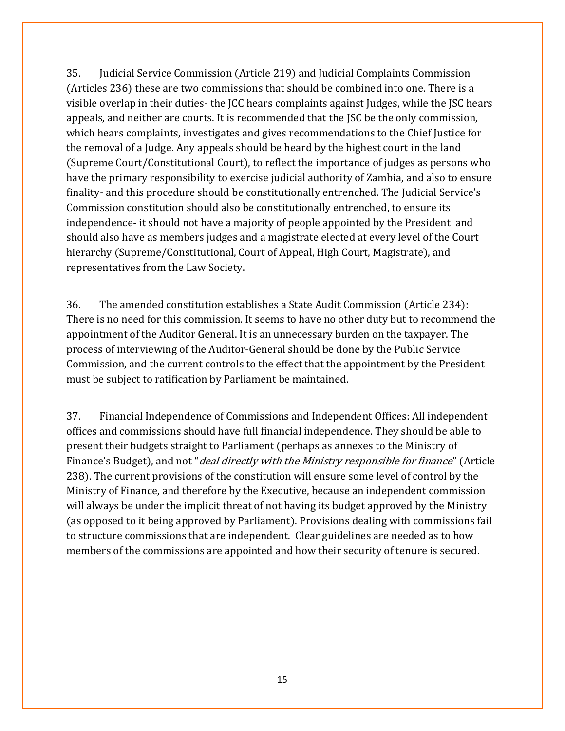35. Judicial Service Commission (Article 219) and Judicial Complaints Commission (Articles 236) these are two commissions that should be combined into one. There is a visible overlap in their duties- the JCC hears complaints against Judges, while the JSC hears appeals, and neither are courts. It is recommended that the JSC be the only commission, which hears complaints, investigates and gives recommendations to the Chief Justice for the removal of a Judge. Any appeals should be heard by the highest court in the land (Supreme Court/Constitutional Court), to reflect the importance of judges as persons who have the primary responsibility to exercise judicial authority of Zambia, and also to ensure finality- and this procedure should be constitutionally entrenched. The Judicial Service's Commission constitution should also be constitutionally entrenched, to ensure its independence- it should not have a majority of people appointed by the President and should also have as members judges and a magistrate elected at every level of the Court hierarchy (Supreme/Constitutional, Court of Appeal, High Court, Magistrate), and representatives from the Law Society.

36. The amended constitution establishes a State Audit Commission (Article 234): There is no need for this commission. It seems to have no other duty but to recommend the appointment of the Auditor General. It is an unnecessary burden on the taxpayer. The process of interviewing of the Auditor-General should be done by the Public Service Commission, and the current controls to the effect that the appointment by the President must be subject to ratification by Parliament be maintained.

37. Financial Independence of Commissions and Independent Offices: All independent offices and commissions should have full financial independence. They should be able to present their budgets straight to Parliament (perhaps as annexes to the Ministry of Finance's Budget), and not "*deal directly with the Ministry responsible for finance*" (Article 238). The current provisions of the constitution will ensure some level of control by the Ministry of Finance, and therefore by the Executive, because an independent commission will always be under the implicit threat of not having its budget approved by the Ministry (as opposed to it being approved by Parliament). Provisions dealing with commissions fail to structure commissions that are independent. Clear guidelines are needed as to how members of the commissions are appointed and how their security of tenure is secured.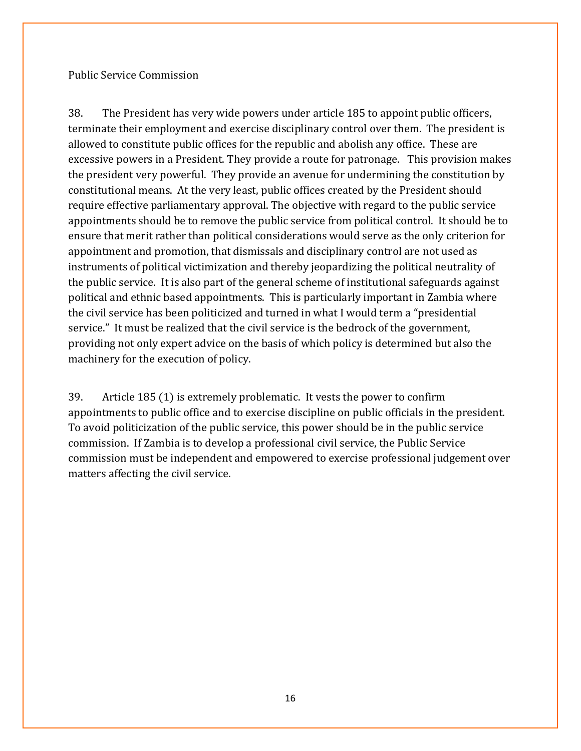## Public Service Commission

38. The President has very wide powers under article 185 to appoint public officers, terminate their employment and exercise disciplinary control over them. The president is allowed to constitute public offices for the republic and abolish any office. These are excessive powers in a President. They provide a route for patronage. This provision makes the president very powerful. They provide an avenue for undermining the constitution by constitutional means. At the very least, public offices created by the President should require effective parliamentary approval. The objective with regard to the public service appointments should be to remove the public service from political control. It should be to ensure that merit rather than political considerations would serve as the only criterion for appointment and promotion, that dismissals and disciplinary control are not used as instruments of political victimization and thereby jeopardizing the political neutrality of the public service. It is also part of the general scheme of institutional safeguards against political and ethnic based appointments. This is particularly important in Zambia where the civil service has been politicized and turned in what I would term a "presidential service." It must be realized that the civil service is the bedrock of the government, providing not only expert advice on the basis of which policy is determined but also the machinery for the execution of policy.

39. Article 185 (1) is extremely problematic. It vests the power to confirm appointments to public office and to exercise discipline on public officials in the president. To avoid politicization of the public service, this power should be in the public service commission. If Zambia is to develop a professional civil service, the Public Service commission must be independent and empowered to exercise professional judgement over matters affecting the civil service.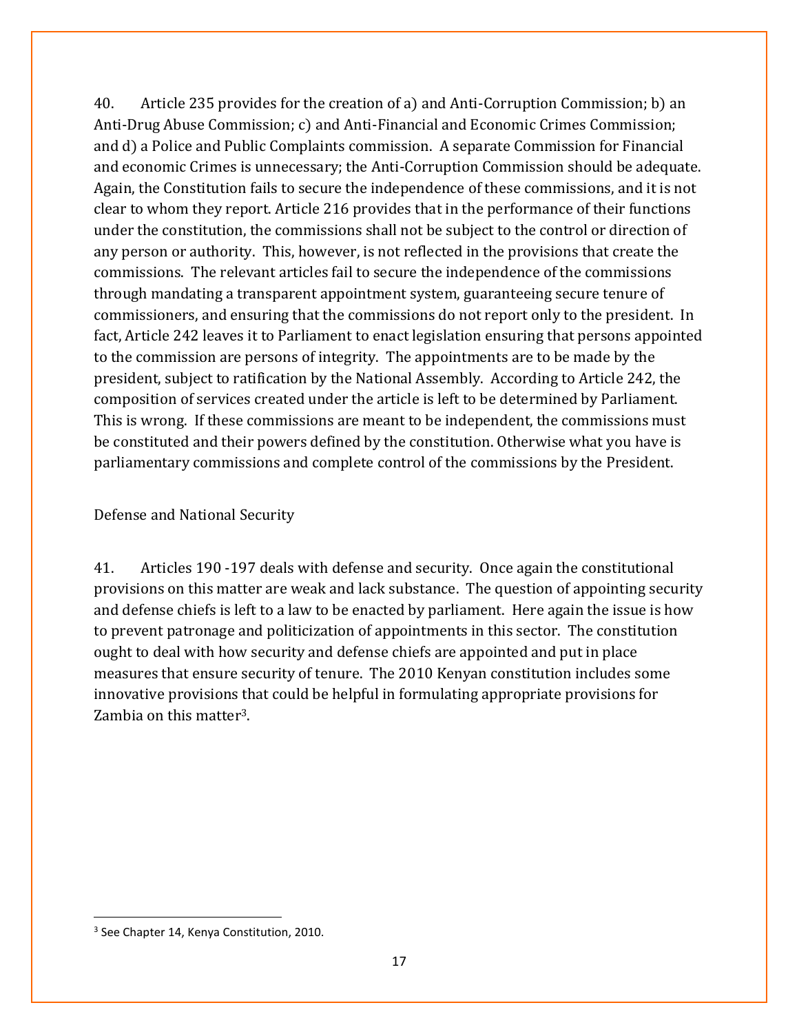40. Article 235 provides for the creation of a) and Anti-Corruption Commission; b) an Anti-Drug Abuse Commission; c) and Anti-Financial and Economic Crimes Commission; and d) a Police and Public Complaints commission. A separate Commission for Financial and economic Crimes is unnecessary; the Anti-Corruption Commission should be adequate. Again, the Constitution fails to secure the independence of these commissions, and it is not clear to whom they report. Article 216 provides that in the performance of their functions under the constitution, the commissions shall not be subject to the control or direction of any person or authority. This, however, is not reflected in the provisions that create the commissions. The relevant articles fail to secure the independence of the commissions through mandating a transparent appointment system, guaranteeing secure tenure of commissioners, and ensuring that the commissions do not report only to the president. In fact, Article 242 leaves it to Parliament to enact legislation ensuring that persons appointed to the commission are persons of integrity. The appointments are to be made by the president, subject to ratification by the National Assembly. According to Article 242, the composition of services created under the article is left to be determined by Parliament. This is wrong. If these commissions are meant to be independent, the commissions must be constituted and their powers defined by the constitution. Otherwise what you have is parliamentary commissions and complete control of the commissions by the President.

Defense and National Security

41. Articles 190 -197 deals with defense and security. Once again the constitutional provisions on this matter are weak and lack substance. The question of appointing security and defense chiefs is left to a law to be enacted by parliament. Here again the issue is how to prevent patronage and politicization of appointments in this sector. The constitution ought to deal with how security and defense chiefs are appointed and put in place measures that ensure security of tenure. The 2010 Kenyan constitution includes some innovative provisions that could be helpful in formulating appropriate provisions for Zambia on this matter[3].

[3] See Chapter 14, Kenya Constitution, 2010.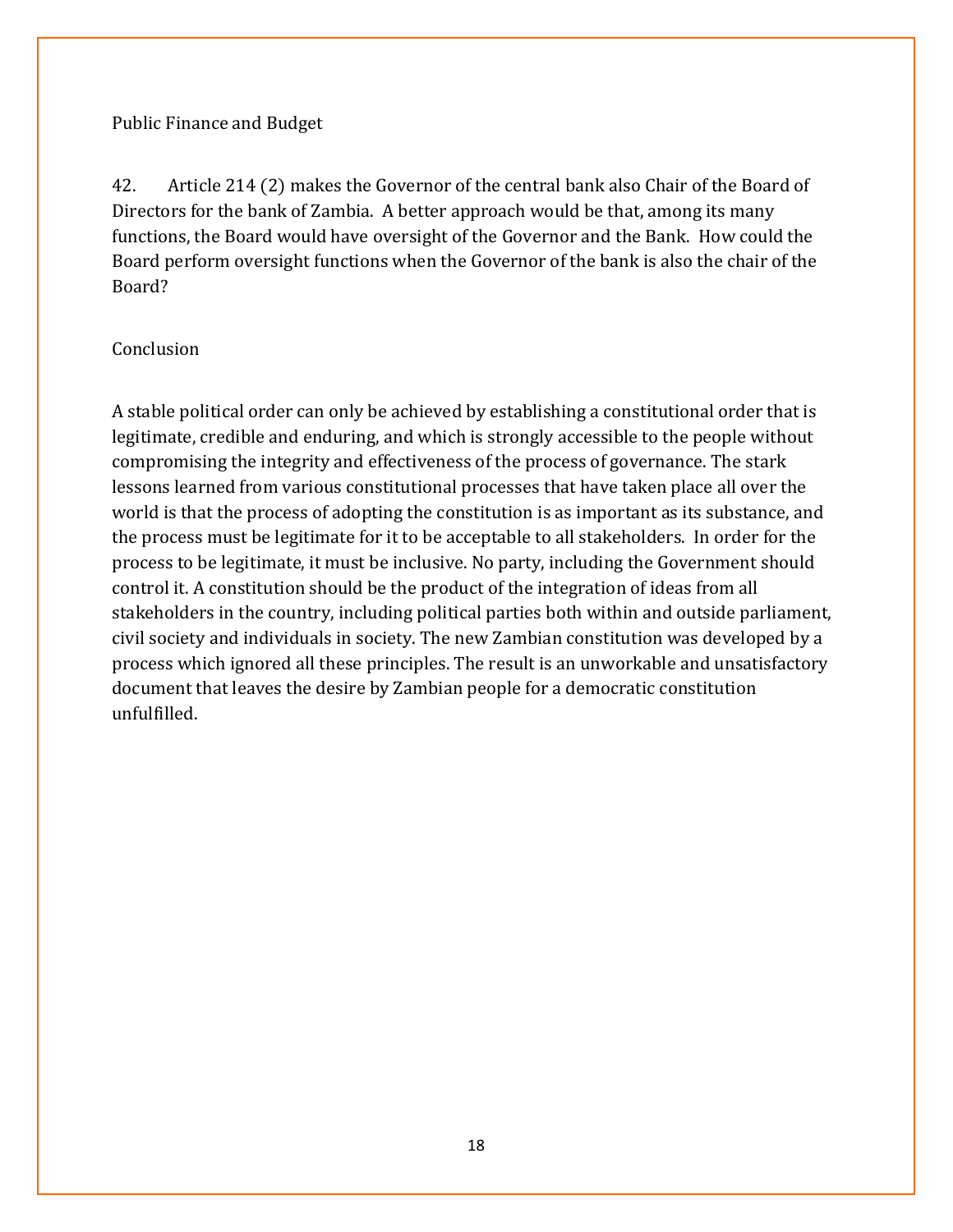## Public Finance and Budget

42. Article 214 (2) makes the Governor of the central bank also Chair of the Board of Directors for the bank of Zambia. A better approach would be that, among its many functions, the Board would have oversight of the Governor and the Bank. How could the Board perform oversight functions when the Governor of the bank is also the chair of the Board?

## Conclusion

A stable political order can only be achieved by establishing a constitutional order that is legitimate, credible and enduring, and which is strongly accessible to the people without compromising the integrity and effectiveness of the process of governance. The stark lessons learned from various constitutional processes that have taken place all over the world is that the process of adopting the constitution is as important as its substance, and the process must be legitimate for it to be acceptable to all stakeholders. In order for the process to be legitimate, it must be inclusive. No party, including the Government should control it. A constitution should be the product of the integration of ideas from all stakeholders in the country, including political parties both within and outside parliament, civil society and individuals in society. The new Zambian constitution was developed by a process which ignored all these principles. The result is an unworkable and unsatisfactory document that leaves the desire by Zambian people for a democratic constitution unfulfilled.